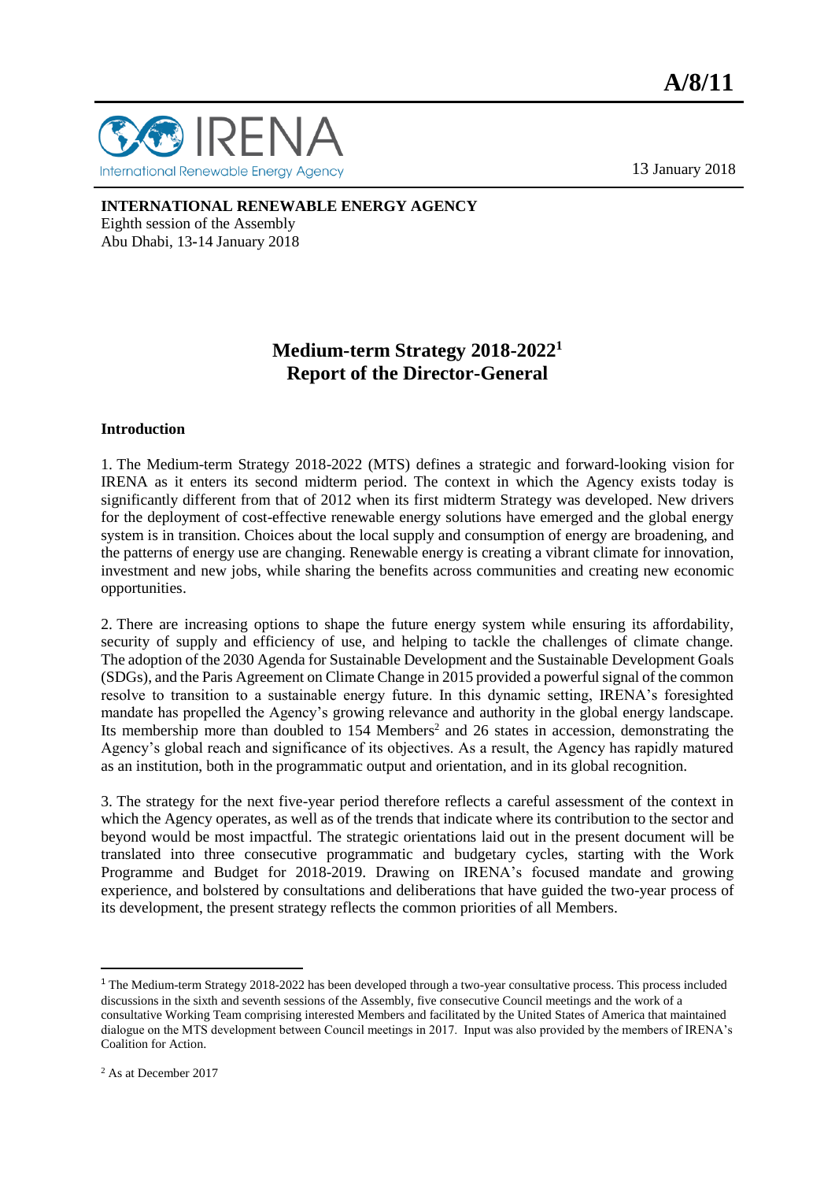A/8/11

13 January 2018

**INTERNATIONAL RENEWABLE ENERGY AGENCY**
Eighth session of the Assembly
Abu Dhabi, 13-14 January 2018

# Medium-term Strategy 2018-2022[1]
# Report of the Director-General

**Introduction**

1. The Medium-term Strategy 2018-2022 (MTS) defines a strategic and forward-looking vision for IRENA as it enters its second midterm period. The context in which the Agency exists today is significantly different from that of 2012 when its first midterm Strategy was developed. New drivers for the deployment of cost-effective renewable energy solutions have emerged and the global energy system is in transition. Choices about the local supply and consumption of energy are broadening, and the patterns of energy use are changing. Renewable energy is creating a vibrant climate for innovation, investment and new jobs, while sharing the benefits across communities and creating new economic opportunities.

2. There are increasing options to shape the future energy system while ensuring its affordability, security of supply and efficiency of use, and helping to tackle the challenges of climate change. The adoption of the 2030 Agenda for Sustainable Development and the Sustainable Development Goals (SDGs), and the Paris Agreement on Climate Change in 2015 provided a powerful signal of the common resolve to transition to a sustainable energy future. In this dynamic setting, IRENA's foresighted mandate has propelled the Agency's growing relevance and authority in the global energy landscape. Its membership more than doubled to 154 Members[2] and 26 states in accession, demonstrating the Agency's global reach and significance of its objectives. As a result, the Agency has rapidly matured as an institution, both in the programmatic output and orientation, and in its global recognition.

3. The strategy for the next five-year period therefore reflects a careful assessment of the context in which the Agency operates, as well as of the trends that indicate where its contribution to the sector and beyond would be most impactful. The strategic orientations laid out in the present document will be translated into three consecutive programmatic and budgetary cycles, starting with the Work Programme and Budget for 2018-2019. Drawing on IRENA's focused mandate and growing experience, and bolstered by consultations and deliberations that have guided the two-year process of its development, the present strategy reflects the common priorities of all Members.

[1] The Medium-term Strategy 2018-2022 has been developed through a two-year consultative process. This process included discussions in the sixth and seventh sessions of the Assembly, five consecutive Council meetings and the work of a consultative Working Team comprising interested Members and facilitated by the United States of America that maintained dialogue on the MTS development between Council meetings in 2017. Input was also provided by the members of IRENA's Coalition for Action.

[2] As at December 2017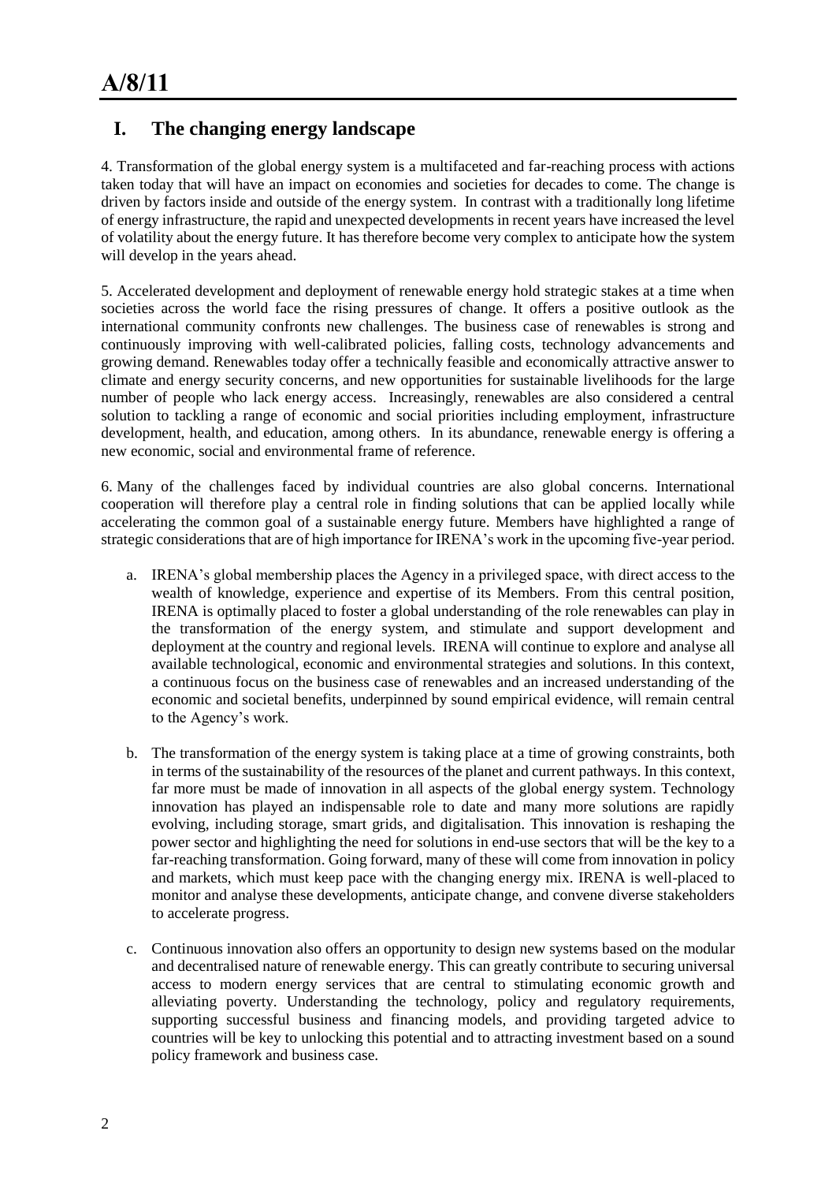## I. The changing energy landscape

4. Transformation of the global energy system is a multifaceted and far-reaching process with actions taken today that will have an impact on economies and societies for decades to come. The change is driven by factors inside and outside of the energy system. In contrast with a traditionally long lifetime of energy infrastructure, the rapid and unexpected developments in recent years have increased the level of volatility about the energy future. It has therefore become very complex to anticipate how the system will develop in the years ahead.

5. Accelerated development and deployment of renewable energy hold strategic stakes at a time when societies across the world face the rising pressures of change. It offers a positive outlook as the international community confronts new challenges. The business case of renewables is strong and continuously improving with well-calibrated policies, falling costs, technology advancements and growing demand. Renewables today offer a technically feasible and economically attractive answer to climate and energy security concerns, and new opportunities for sustainable livelihoods for the large number of people who lack energy access. Increasingly, renewables are also considered a central solution to tackling a range of economic and social priorities including employment, infrastructure development, health, and education, among others. In its abundance, renewable energy is offering a new economic, social and environmental frame of reference.

6. Many of the challenges faced by individual countries are also global concerns. International cooperation will therefore play a central role in finding solutions that can be applied locally while accelerating the common goal of a sustainable energy future. Members have highlighted a range of strategic considerations that are of high importance for IRENA's work in the upcoming five-year period.

a. IRENA's global membership places the Agency in a privileged space, with direct access to the wealth of knowledge, experience and expertise of its Members. From this central position, IRENA is optimally placed to foster a global understanding of the role renewables can play in the transformation of the energy system, and stimulate and support development and deployment at the country and regional levels. IRENA will continue to explore and analyse all available technological, economic and environmental strategies and solutions. In this context, a continuous focus on the business case of renewables and an increased understanding of the economic and societal benefits, underpinned by sound empirical evidence, will remain central to the Agency's work.

b. The transformation of the energy system is taking place at a time of growing constraints, both in terms of the sustainability of the resources of the planet and current pathways. In this context, far more must be made of innovation in all aspects of the global energy system. Technology innovation has played an indispensable role to date and many more solutions are rapidly evolving, including storage, smart grids, and digitalisation. This innovation is reshaping the power sector and highlighting the need for solutions in end-use sectors that will be the key to a far-reaching transformation. Going forward, many of these will come from innovation in policy and markets, which must keep pace with the changing energy mix. IRENA is well-placed to monitor and analyse these developments, anticipate change, and convene diverse stakeholders to accelerate progress.

c. Continuous innovation also offers an opportunity to design new systems based on the modular and decentralised nature of renewable energy. This can greatly contribute to securing universal access to modern energy services that are central to stimulating economic growth and alleviating poverty. Understanding the technology, policy and regulatory requirements, supporting successful business and financing models, and providing targeted advice to countries will be key to unlocking this potential and to attracting investment based on a sound policy framework and business case.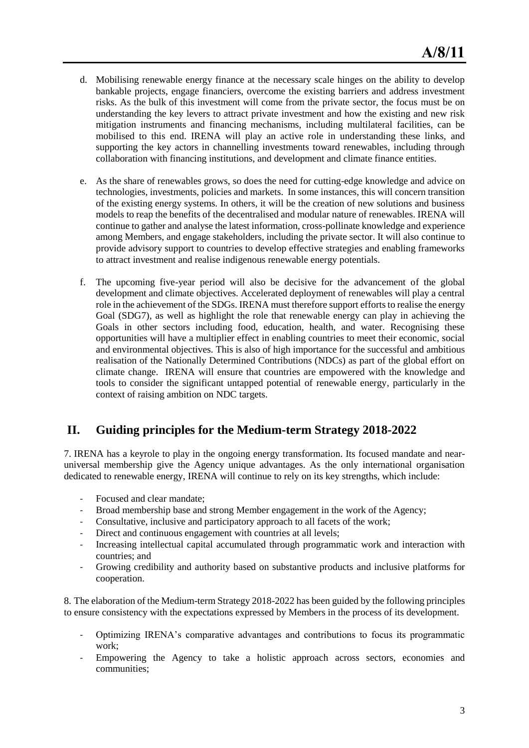d. Mobilising renewable energy finance at the necessary scale hinges on the ability to develop bankable projects, engage financiers, overcome the existing barriers and address investment risks. As the bulk of this investment will come from the private sector, the focus must be on understanding the key levers to attract private investment and how the existing and new risk mitigation instruments and financing mechanisms, including multilateral facilities, can be mobilised to this end. IRENA will play an active role in understanding these links, and supporting the key actors in channelling investments toward renewables, including through collaboration with financing institutions, and development and climate finance entities.

e. As the share of renewables grows, so does the need for cutting-edge knowledge and advice on technologies, investments, policies and markets. In some instances, this will concern transition of the existing energy systems. In others, it will be the creation of new solutions and business models to reap the benefits of the decentralised and modular nature of renewables. IRENA will continue to gather and analyse the latest information, cross-pollinate knowledge and experience among Members, and engage stakeholders, including the private sector. It will also continue to provide advisory support to countries to develop effective strategies and enabling frameworks to attract investment and realise indigenous renewable energy potentials.

f. The upcoming five-year period will also be decisive for the advancement of the global development and climate objectives. Accelerated deployment of renewables will play a central role in the achievement of the SDGs. IRENA must therefore support efforts to realise the energy Goal (SDG7), as well as highlight the role that renewable energy can play in achieving the Goals in other sectors including food, education, health, and water. Recognising these opportunities will have a multiplier effect in enabling countries to meet their economic, social and environmental objectives. This is also of high importance for the successful and ambitious realisation of the Nationally Determined Contributions (NDCs) as part of the global effort on climate change. IRENA will ensure that countries are empowered with the knowledge and tools to consider the significant untapped potential of renewable energy, particularly in the context of raising ambition on NDC targets.

## II. Guiding principles for the Medium-term Strategy 2018-2022

7. IRENA has a keyrole to play in the ongoing energy transformation. Its focused mandate and near-universal membership give the Agency unique advantages. As the only international organisation dedicated to renewable energy, IRENA will continue to rely on its key strengths, which include:

- Focused and clear mandate;
- Broad membership base and strong Member engagement in the work of the Agency;
- Consultative, inclusive and participatory approach to all facets of the work;
- Direct and continuous engagement with countries at all levels;
- Increasing intellectual capital accumulated through programmatic work and interaction with countries; and
- Growing credibility and authority based on substantive products and inclusive platforms for cooperation.

8. The elaboration of the Medium-term Strategy 2018-2022 has been guided by the following principles to ensure consistency with the expectations expressed by Members in the process of its development.

- Optimizing IRENA's comparative advantages and contributions to focus its programmatic work;
- Empowering the Agency to take a holistic approach across sectors, economies and communities;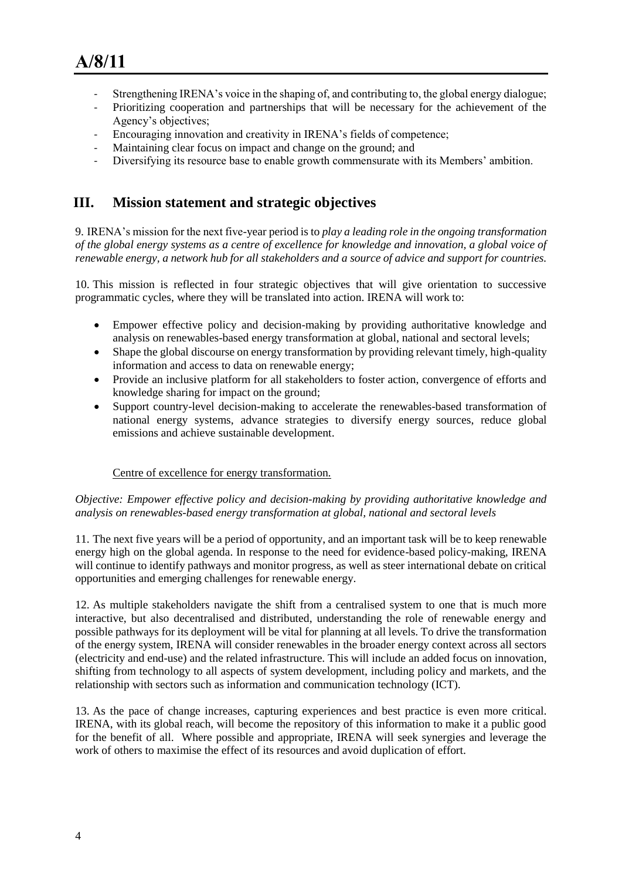- Strengthening IRENA's voice in the shaping of, and contributing to, the global energy dialogue;
- Prioritizing cooperation and partnerships that will be necessary for the achievement of the Agency's objectives;
- Encouraging innovation and creativity in IRENA's fields of competence;
- Maintaining clear focus on impact and change on the ground; and
- Diversifying its resource base to enable growth commensurate with its Members' ambition.

## III. Mission statement and strategic objectives

9. IRENA's mission for the next five-year period is to *play a leading role in the ongoing transformation of the global energy systems as a centre of excellence for knowledge and innovation, a global voice of renewable energy, a network hub for all stakeholders and a source of advice and support for countries.*

10. This mission is reflected in four strategic objectives that will give orientation to successive programmatic cycles, where they will be translated into action. IRENA will work to:

- Empower effective policy and decision-making by providing authoritative knowledge and analysis on renewables-based energy transformation at global, national and sectoral levels;
- Shape the global discourse on energy transformation by providing relevant timely, high-quality information and access to data on renewable energy;
- Provide an inclusive platform for all stakeholders to foster action, convergence of efforts and knowledge sharing for impact on the ground;
- Support country-level decision-making to accelerate the renewables-based transformation of national energy systems, advance strategies to diversify energy sources, reduce global emissions and achieve sustainable development.

Centre of excellence for energy transformation.

*Objective: Empower effective policy and decision-making by providing authoritative knowledge and analysis on renewables-based energy transformation at global, national and sectoral levels*

11. The next five years will be a period of opportunity, and an important task will be to keep renewable energy high on the global agenda. In response to the need for evidence-based policy-making, IRENA will continue to identify pathways and monitor progress, as well as steer international debate on critical opportunities and emerging challenges for renewable energy.

12. As multiple stakeholders navigate the shift from a centralised system to one that is much more interactive, but also decentralised and distributed, understanding the role of renewable energy and possible pathways for its deployment will be vital for planning at all levels. To drive the transformation of the energy system, IRENA will consider renewables in the broader energy context across all sectors (electricity and end-use) and the related infrastructure. This will include an added focus on innovation, shifting from technology to all aspects of system development, including policy and markets, and the relationship with sectors such as information and communication technology (ICT).

13. As the pace of change increases, capturing experiences and best practice is even more critical. IRENA, with its global reach, will become the repository of this information to make it a public good for the benefit of all. Where possible and appropriate, IRENA will seek synergies and leverage the work of others to maximise the effect of its resources and avoid duplication of effort.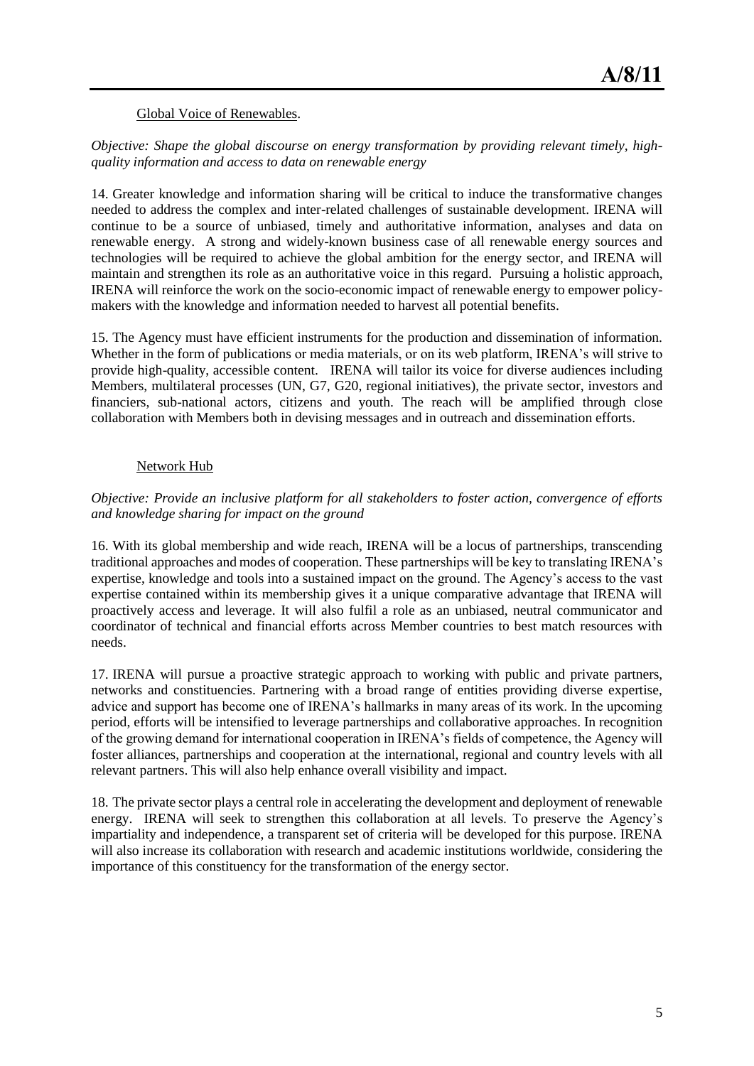Global Voice of Renewables.

*Objective: Shape the global discourse on energy transformation by providing relevant timely, high-quality information and access to data on renewable energy*

14. Greater knowledge and information sharing will be critical to induce the transformative changes needed to address the complex and inter-related challenges of sustainable development. IRENA will continue to be a source of unbiased, timely and authoritative information, analyses and data on renewable energy. A strong and widely-known business case of all renewable energy sources and technologies will be required to achieve the global ambition for the energy sector, and IRENA will maintain and strengthen its role as an authoritative voice in this regard. Pursuing a holistic approach, IRENA will reinforce the work on the socio-economic impact of renewable energy to empower policy-makers with the knowledge and information needed to harvest all potential benefits.

15. The Agency must have efficient instruments for the production and dissemination of information. Whether in the form of publications or media materials, or on its web platform, IRENA's will strive to provide high-quality, accessible content. IRENA will tailor its voice for diverse audiences including Members, multilateral processes (UN, G7, G20, regional initiatives), the private sector, investors and financiers, sub-national actors, citizens and youth. The reach will be amplified through close collaboration with Members both in devising messages and in outreach and dissemination efforts.

Network Hub

*Objective: Provide an inclusive platform for all stakeholders to foster action, convergence of efforts and knowledge sharing for impact on the ground*

16. With its global membership and wide reach, IRENA will be a locus of partnerships, transcending traditional approaches and modes of cooperation. These partnerships will be key to translating IRENA's expertise, knowledge and tools into a sustained impact on the ground. The Agency's access to the vast expertise contained within its membership gives it a unique comparative advantage that IRENA will proactively access and leverage. It will also fulfil a role as an unbiased, neutral communicator and coordinator of technical and financial efforts across Member countries to best match resources with needs.

17. IRENA will pursue a proactive strategic approach to working with public and private partners, networks and constituencies. Partnering with a broad range of entities providing diverse expertise, advice and support has become one of IRENA's hallmarks in many areas of its work. In the upcoming period, efforts will be intensified to leverage partnerships and collaborative approaches. In recognition of the growing demand for international cooperation in IRENA's fields of competence, the Agency will foster alliances, partnerships and cooperation at the international, regional and country levels with all relevant partners. This will also help enhance overall visibility and impact.

18. The private sector plays a central role in accelerating the development and deployment of renewable energy. IRENA will seek to strengthen this collaboration at all levels. To preserve the Agency's impartiality and independence, a transparent set of criteria will be developed for this purpose. IRENA will also increase its collaboration with research and academic institutions worldwide, considering the importance of this constituency for the transformation of the energy sector.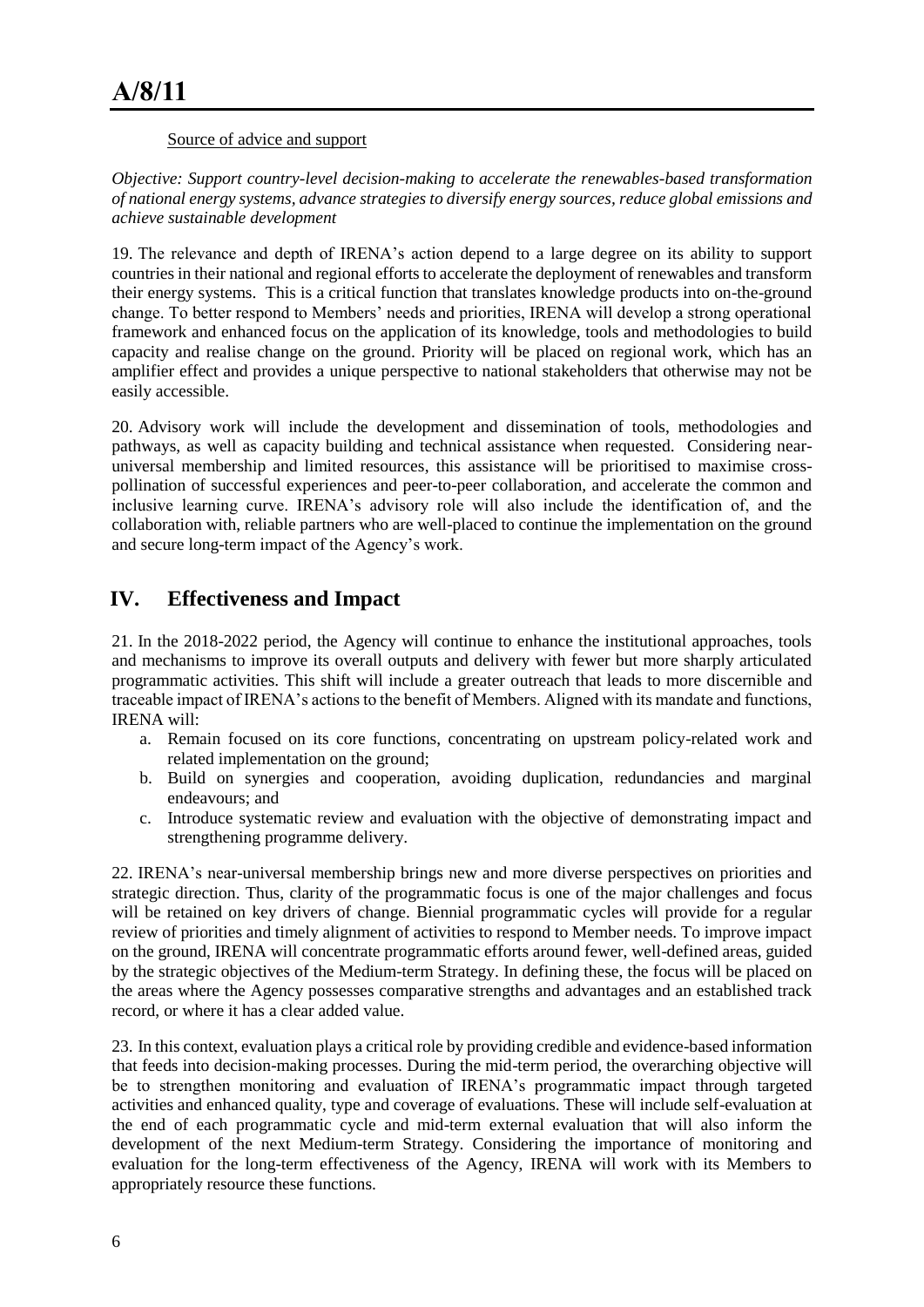Source of advice and support

*Objective: Support country-level decision-making to accelerate the renewables-based transformation of national energy systems, advance strategies to diversify energy sources, reduce global emissions and achieve sustainable development*

19. The relevance and depth of IRENA's action depend to a large degree on its ability to support countries in their national and regional efforts to accelerate the deployment of renewables and transform their energy systems. This is a critical function that translates knowledge products into on-the-ground change. To better respond to Members' needs and priorities, IRENA will develop a strong operational framework and enhanced focus on the application of its knowledge, tools and methodologies to build capacity and realise change on the ground. Priority will be placed on regional work, which has an amplifier effect and provides a unique perspective to national stakeholders that otherwise may not be easily accessible.

20. Advisory work will include the development and dissemination of tools, methodologies and pathways, as well as capacity building and technical assistance when requested. Considering near-universal membership and limited resources, this assistance will be prioritised to maximise cross-pollination of successful experiences and peer-to-peer collaboration, and accelerate the common and inclusive learning curve. IRENA's advisory role will also include the identification of, and the collaboration with, reliable partners who are well-placed to continue the implementation on the ground and secure long-term impact of the Agency's work.

## IV. Effectiveness and Impact

21. In the 2018-2022 period, the Agency will continue to enhance the institutional approaches, tools and mechanisms to improve its overall outputs and delivery with fewer but more sharply articulated programmatic activities. This shift will include a greater outreach that leads to more discernible and traceable impact of IRENA's actions to the benefit of Members. Aligned with its mandate and functions, IRENA will:

a. Remain focused on its core functions, concentrating on upstream policy-related work and related implementation on the ground;
b. Build on synergies and cooperation, avoiding duplication, redundancies and marginal endeavours; and
c. Introduce systematic review and evaluation with the objective of demonstrating impact and strengthening programme delivery.

22. IRENA's near-universal membership brings new and more diverse perspectives on priorities and strategic direction. Thus, clarity of the programmatic focus is one of the major challenges and focus will be retained on key drivers of change. Biennial programmatic cycles will provide for a regular review of priorities and timely alignment of activities to respond to Member needs. To improve impact on the ground, IRENA will concentrate programmatic efforts around fewer, well-defined areas, guided by the strategic objectives of the Medium-term Strategy. In defining these, the focus will be placed on the areas where the Agency possesses comparative strengths and advantages and an established track record, or where it has a clear added value.

23. In this context, evaluation plays a critical role by providing credible and evidence-based information that feeds into decision-making processes. During the mid-term period, the overarching objective will be to strengthen monitoring and evaluation of IRENA's programmatic impact through targeted activities and enhanced quality, type and coverage of evaluations. These will include self-evaluation at the end of each programmatic cycle and mid-term external evaluation that will also inform the development of the next Medium-term Strategy. Considering the importance of monitoring and evaluation for the long-term effectiveness of the Agency, IRENA will work with its Members to appropriately resource these functions.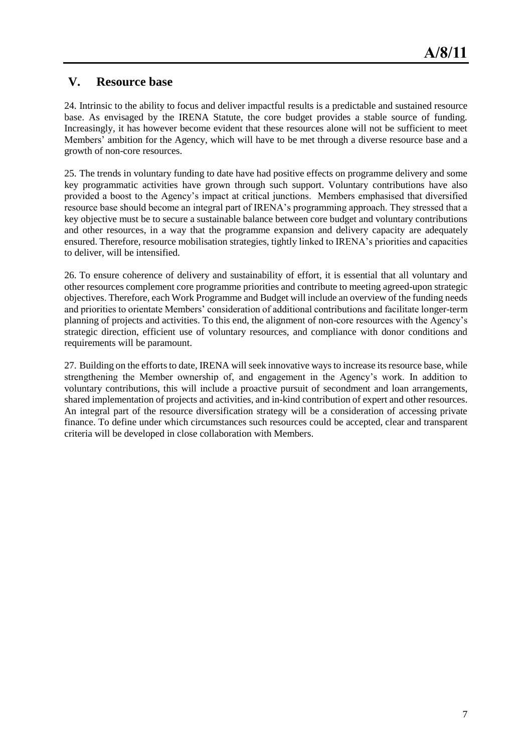## V. Resource base

24. Intrinsic to the ability to focus and deliver impactful results is a predictable and sustained resource base. As envisaged by the IRENA Statute, the core budget provides a stable source of funding. Increasingly, it has however become evident that these resources alone will not be sufficient to meet Members' ambition for the Agency, which will have to be met through a diverse resource base and a growth of non-core resources.

25. The trends in voluntary funding to date have had positive effects on programme delivery and some key programmatic activities have grown through such support. Voluntary contributions have also provided a boost to the Agency's impact at critical junctions. Members emphasised that diversified resource base should become an integral part of IRENA's programming approach. They stressed that a key objective must be to secure a sustainable balance between core budget and voluntary contributions and other resources, in a way that the programme expansion and delivery capacity are adequately ensured. Therefore, resource mobilisation strategies, tightly linked to IRENA's priorities and capacities to deliver, will be intensified.

26. To ensure coherence of delivery and sustainability of effort, it is essential that all voluntary and other resources complement core programme priorities and contribute to meeting agreed-upon strategic objectives. Therefore, each Work Programme and Budget will include an overview of the funding needs and priorities to orientate Members' consideration of additional contributions and facilitate longer-term planning of projects and activities. To this end, the alignment of non-core resources with the Agency's strategic direction, efficient use of voluntary resources, and compliance with donor conditions and requirements will be paramount.

27. Building on the efforts to date, IRENA will seek innovative ways to increase its resource base, while strengthening the Member ownership of, and engagement in the Agency's work. In addition to voluntary contributions, this will include a proactive pursuit of secondment and loan arrangements, shared implementation of projects and activities, and in-kind contribution of expert and other resources. An integral part of the resource diversification strategy will be a consideration of accessing private finance. To define under which circumstances such resources could be accepted, clear and transparent criteria will be developed in close collaboration with Members.